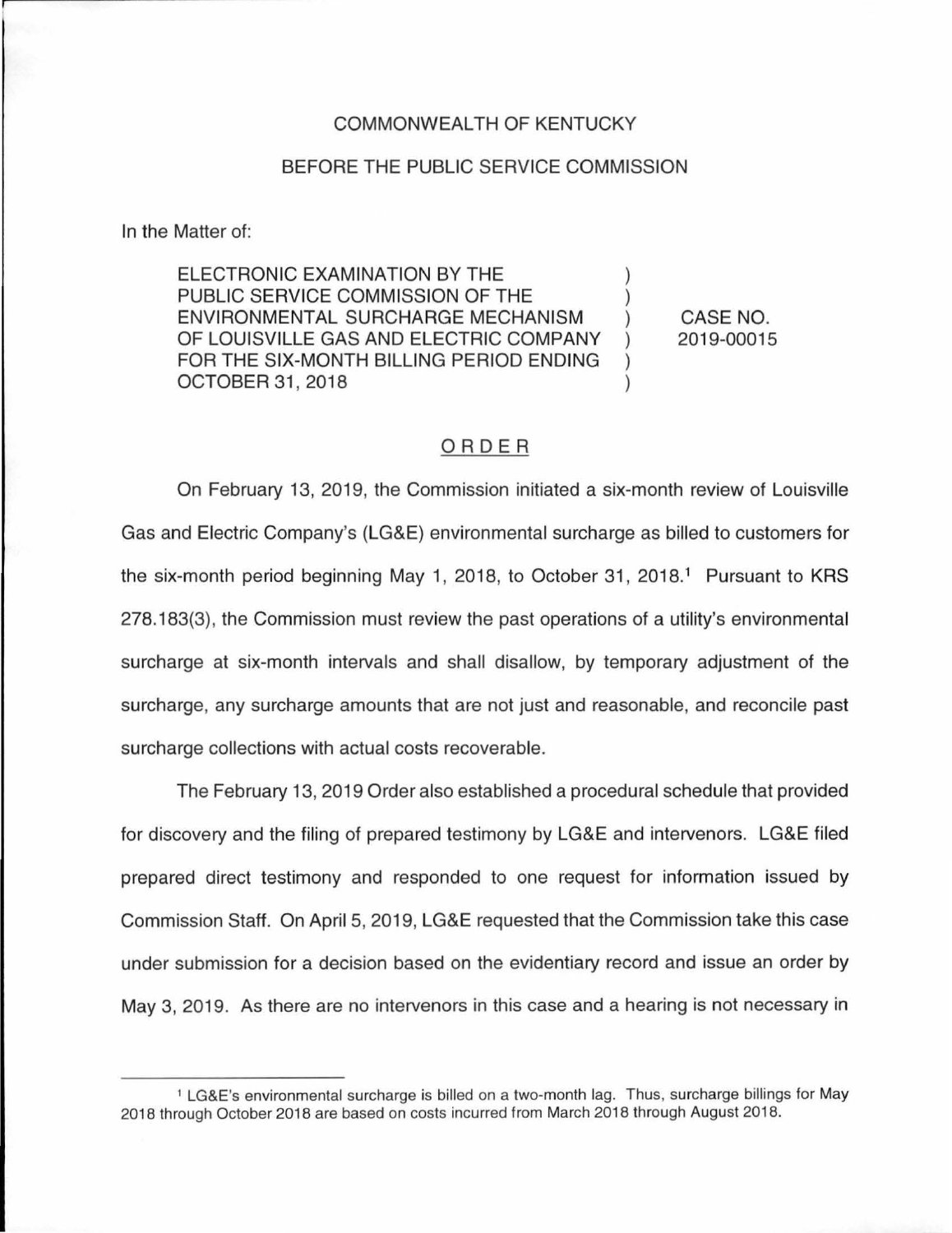COMMONWEALTH OF KENTUCKY

BEFORE THE PUBLIC SERVICE COMMISSION

In the Matter of:

| | | |
|---|---|---|
| ELECTRONIC EXAMINATION BY THE PUBLIC SERVICE COMMISSION OF THE ENVIRONMENTAL SURCHARGE MECHANISM OF LOUISVILLE GAS AND ELECTRIC COMPANY FOR THE SIX-MONTH BILLING PERIOD ENDING OCTOBER 31, 2018 | ) | CASE NO. 2019-00015 |

## ORDER

On February 13, 2019, the Commission initiated a six-month review of Louisville Gas and Electric Company's (LG&E) environmental surcharge as billed to customers for the six-month period beginning May 1, 2018, to October 31, 2018.[1] Pursuant to KRS 278.183(3), the Commission must review the past operations of a utility's environmental surcharge at six-month intervals and shall disallow, by temporary adjustment of the surcharge, any surcharge amounts that are not just and reasonable, and reconcile past surcharge collections with actual costs recoverable.

The February 13, 2019 Order also established a procedural schedule that provided for discovery and the filing of prepared testimony by LG&E and intervenors. LG&E filed prepared direct testimony and responded to one request for information issued by Commission Staff. On April 5, 2019, LG&E requested that the Commission take this case under submission for a decision based on the evidentiary record and issue an order by May 3, 2019. As there are no intervenors in this case and a hearing is not necessary in

[1] LG&E's environmental surcharge is billed on a two-month lag. Thus, surcharge billings for May 2018 through October 2018 are based on costs incurred from March 2018 through August 2018.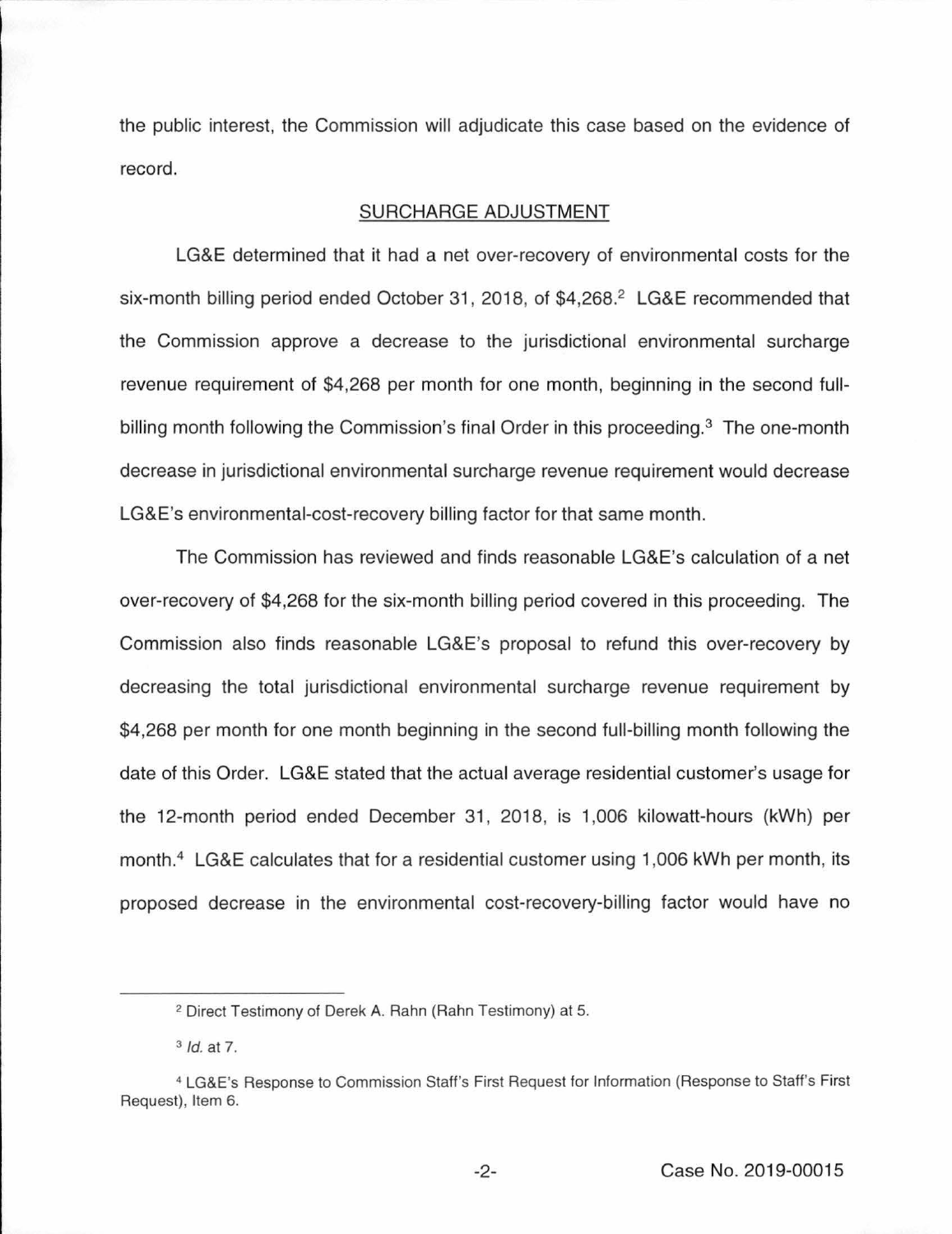the public interest, the Commission will adjudicate this case based on the evidence of record.

## SURCHARGE ADJUSTMENT

LG&E determined that it had a net over-recovery of environmental costs for the six-month billing period ended October 31, 2018, of $4,268.[2] LG&E recommended that the Commission approve a decrease to the jurisdictional environmental surcharge revenue requirement of $4,268 per month for one month, beginning in the second full-billing month following the Commission's final Order in this proceeding.[3] The one-month decrease in jurisdictional environmental surcharge revenue requirement would decrease LG&E's environmental-cost-recovery billing factor for that same month.

The Commission has reviewed and finds reasonable LG&E's calculation of a net over-recovery of $4,268 for the six-month billing period covered in this proceeding. The Commission also finds reasonable LG&E's proposal to refund this over-recovery by decreasing the total jurisdictional environmental surcharge revenue requirement by $4,268 per month for one month beginning in the second full-billing month following the date of this Order. LG&E stated that the actual average residential customer's usage for the 12-month period ended December 31, 2018, is 1,006 kilowatt-hours (kWh) per month.[4] LG&E calculates that for a residential customer using 1,006 kWh per month, its proposed decrease in the environmental cost-recovery-billing factor would have no

---

[2] Direct Testimony of Derek A. Rahn (Rahn Testimony) at 5.

[3] *Id.* at 7.

[4] LG&E's Response to Commission Staff's First Request for Information (Response to Staff's First Request), Item 6.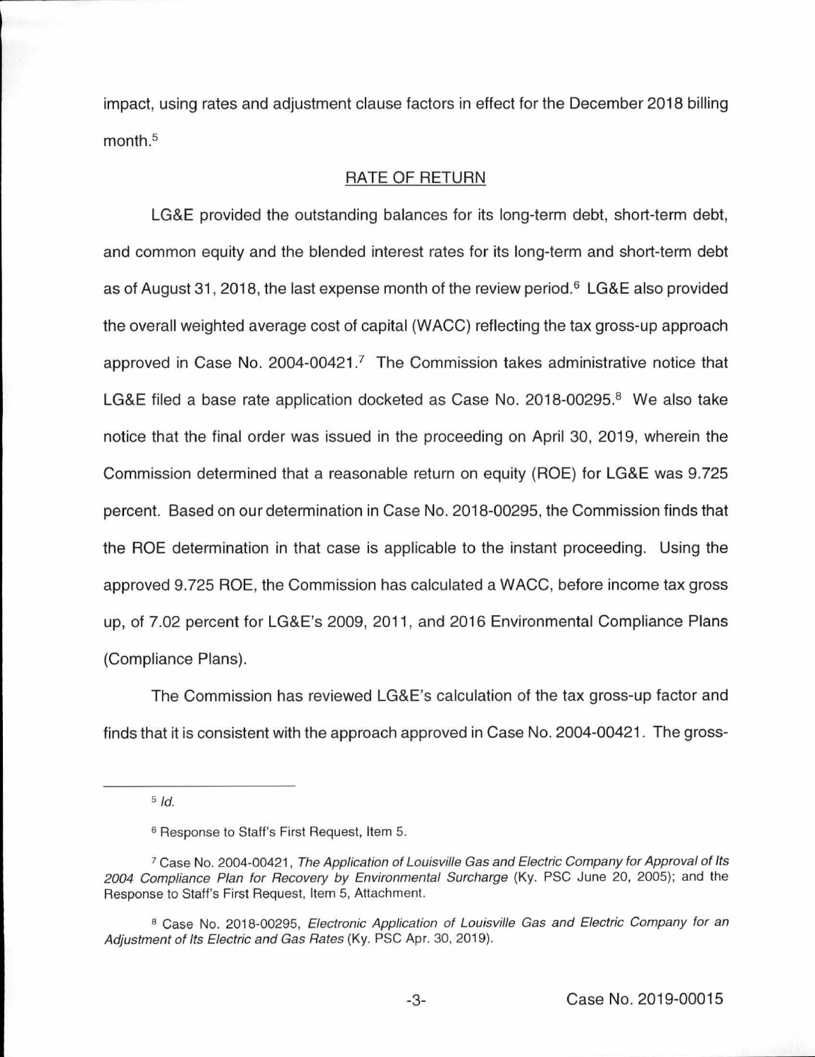impact, using rates and adjustment clause factors in effect for the December 2018 billing month.[5]

## RATE OF RETURN

LG&E provided the outstanding balances for its long-term debt, short-term debt, and common equity and the blended interest rates for its long-term and short-term debt as of August 31, 2018, the last expense month of the review period.[6] LG&E also provided the overall weighted average cost of capital (WACC) reflecting the tax gross-up approach approved in Case No. 2004-00421.[7] The Commission takes administrative notice that LG&E filed a base rate application docketed as Case No. 2018-00295.[8] We also take notice that the final order was issued in the proceeding on April 30, 2019, wherein the Commission determined that a reasonable return on equity (ROE) for LG&E was 9.725 percent. Based on our determination in Case No. 2018-00295, the Commission finds that the ROE determination in that case is applicable to the instant proceeding. Using the approved 9.725 ROE, the Commission has calculated a WACC, before income tax gross up, of 7.02 percent for LG&E's 2009, 2011, and 2016 Environmental Compliance Plans (Compliance Plans).

The Commission has reviewed LG&E's calculation of the tax gross-up factor and finds that it is consistent with the approach approved in Case No. 2004-00421. The gross-

---

[5] *Id.*

[6] Response to Staff's First Request, Item 5.

[7] Case No. 2004-00421, *The Application of Louisville Gas and Electric Company for Approval of Its 2004 Compliance Plan for Recovery by Environmental Surcharge* (Ky. PSC June 20, 2005); and the Response to Staff's First Request, Item 5, Attachment.

[8] Case No. 2018-00295, *Electronic Application of Louisville Gas and Electric Company for an Adjustment of Its Electric and Gas Rates* (Ky. PSC Apr. 30, 2019).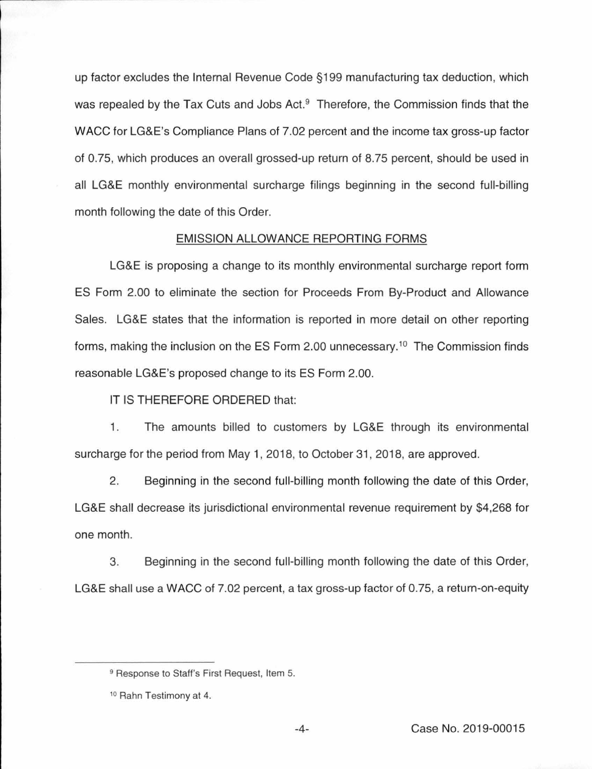up factor excludes the Internal Revenue Code §199 manufacturing tax deduction, which was repealed by the Tax Cuts and Jobs Act.[9] Therefore, the Commission finds that the WACC for LG&E's Compliance Plans of 7.02 percent and the income tax gross-up factor of 0.75, which produces an overall grossed-up return of 8.75 percent, should be used in all LG&E monthly environmental surcharge filings beginning in the second full-billing month following the date of this Order.

## EMISSION ALLOWANCE REPORTING FORMS

LG&E is proposing a change to its monthly environmental surcharge report form ES Form 2.00 to eliminate the section for Proceeds From By-Product and Allowance Sales. LG&E states that the information is reported in more detail on other reporting forms, making the inclusion on the ES Form 2.00 unnecessary.[10] The Commission finds reasonable LG&E's proposed change to its ES Form 2.00.

IT IS THEREFORE ORDERED that:

1. The amounts billed to customers by LG&E through its environmental surcharge for the period from May 1, 2018, to October 31, 2018, are approved.

2. Beginning in the second full-billing month following the date of this Order, LG&E shall decrease its jurisdictional environmental revenue requirement by $4,268 for one month.

3. Beginning in the second full-billing month following the date of this Order, LG&E shall use a WACC of 7.02 percent, a tax gross-up factor of 0.75, a return-on-equity

---

[9] Response to Staff's First Request, Item 5.

[10] Rahn Testimony at 4.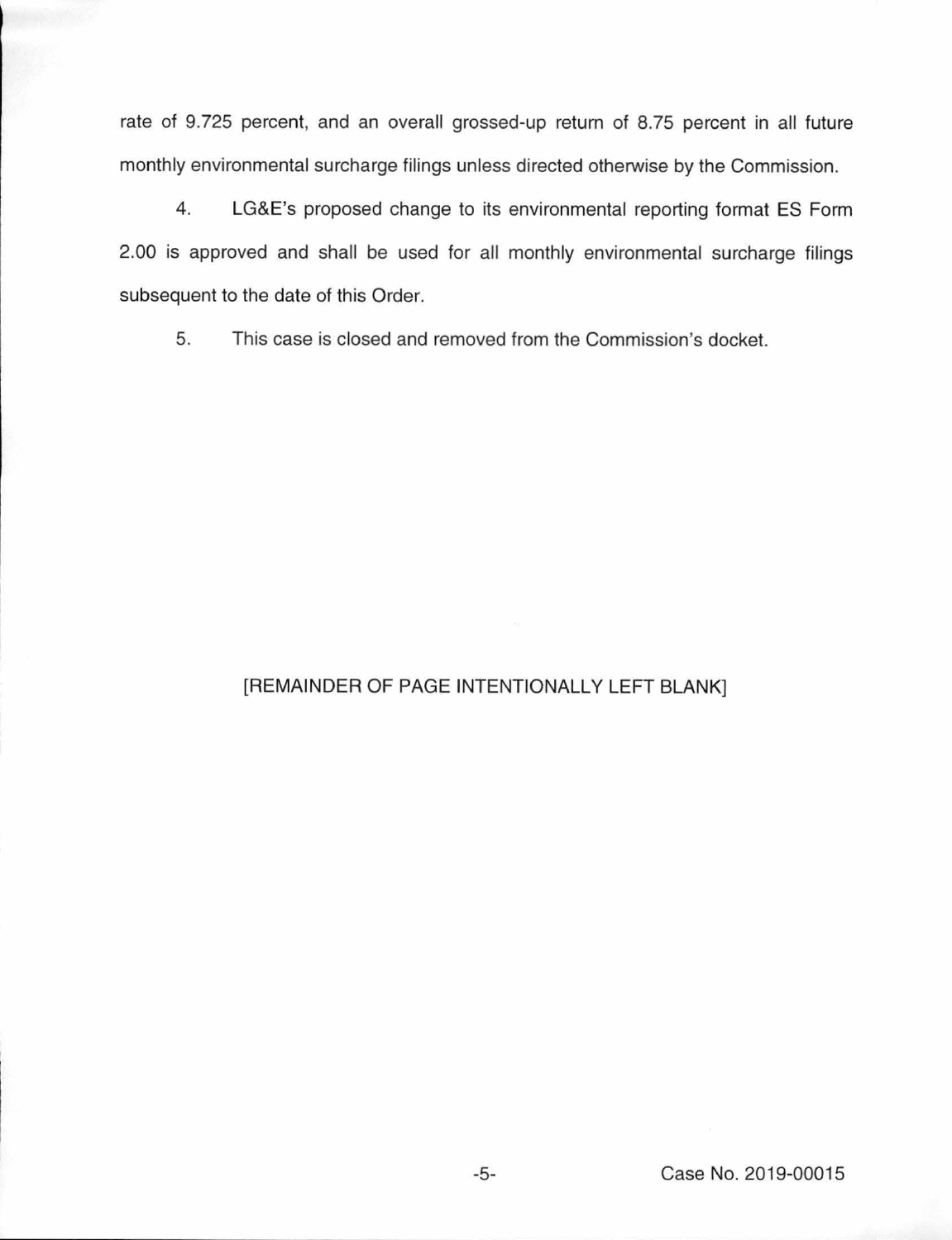rate of 9.725 percent, and an overall grossed-up return of 8.75 percent in all future monthly environmental surcharge filings unless directed otherwise by the Commission.

4. LG&E's proposed change to its environmental reporting format ES Form 2.00 is approved and shall be used for all monthly environmental surcharge filings subsequent to the date of this Order.

5. This case is closed and removed from the Commission's docket.

[REMAINDER OF PAGE INTENTIONALLY LEFT BLANK]

Case No. 2019-00015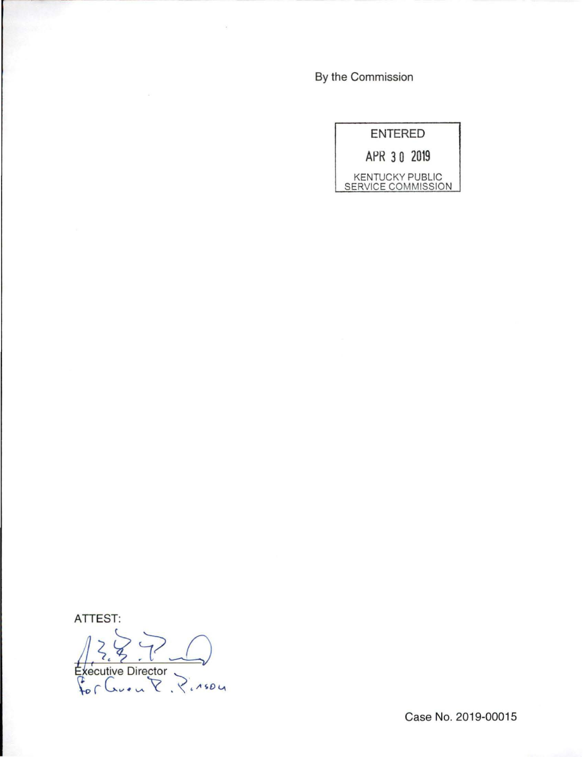By the Commission

ENTERED

APR 30 2019

KENTUCKY PUBLIC SERVICE COMMISSION

ATTEST:

Executive Director

for Gwen R. Pinson

Case No. 2019-00015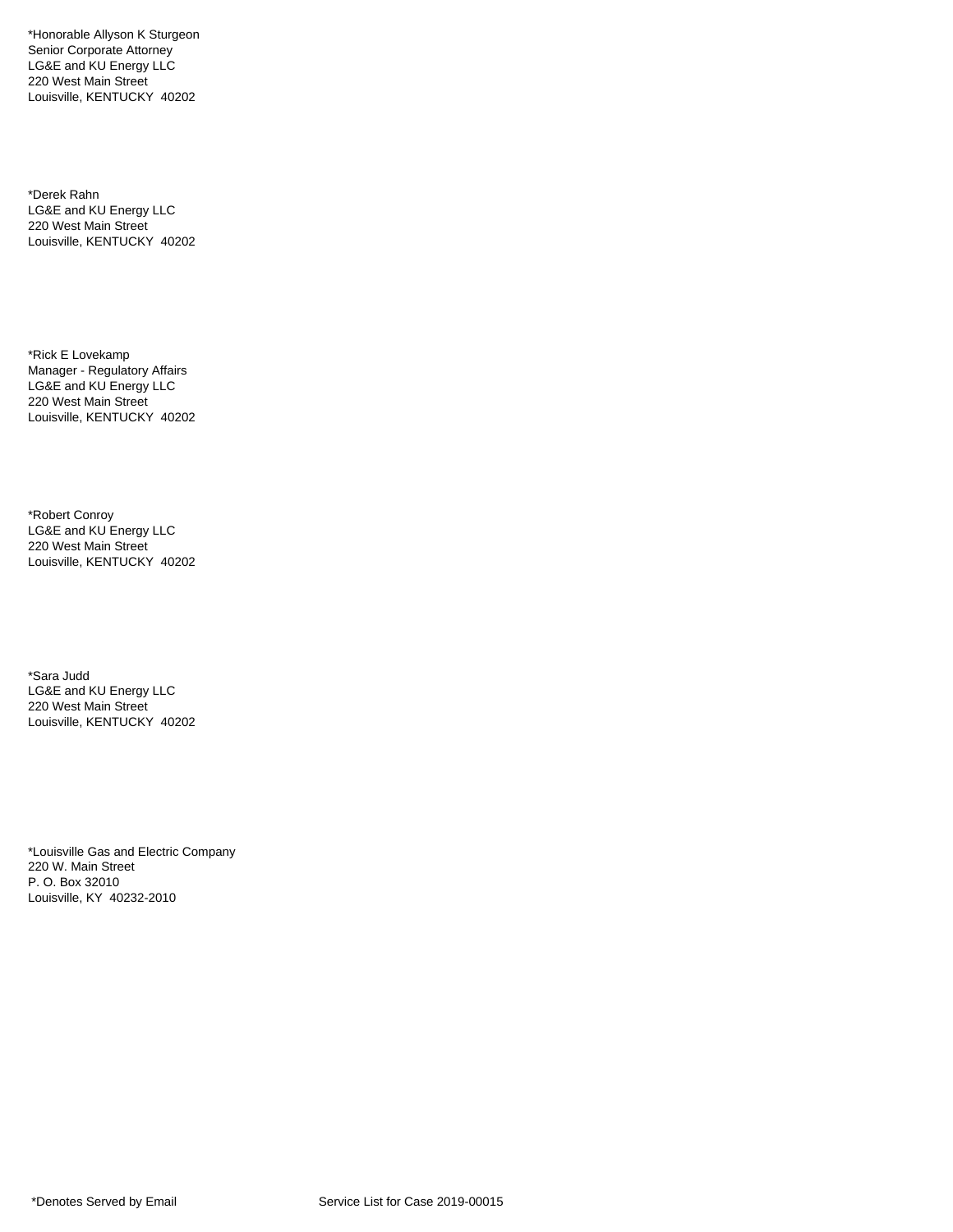*Honorable Allyson K Sturgeon
Senior Corporate Attorney
LG&E and KU Energy LLC
220 West Main Street
Louisville, KENTUCKY  40202

*Derek Rahn
LG&E and KU Energy LLC
220 West Main Street
Louisville, KENTUCKY  40202

*Rick E Lovekamp
Manager - Regulatory Affairs
LG&E and KU Energy LLC
220 West Main Street
Louisville, KENTUCKY  40202

*Robert Conroy
LG&E and KU Energy LLC
220 West Main Street
Louisville, KENTUCKY  40202

*Sara Judd
LG&E and KU Energy LLC
220 West Main Street
Louisville, KENTUCKY  40202

*Louisville Gas and Electric Company
220 W. Main Street
P. O. Box 32010
Louisville, KY  40232-2010

*Denotes Served by Email

Service List for Case 2019-00015